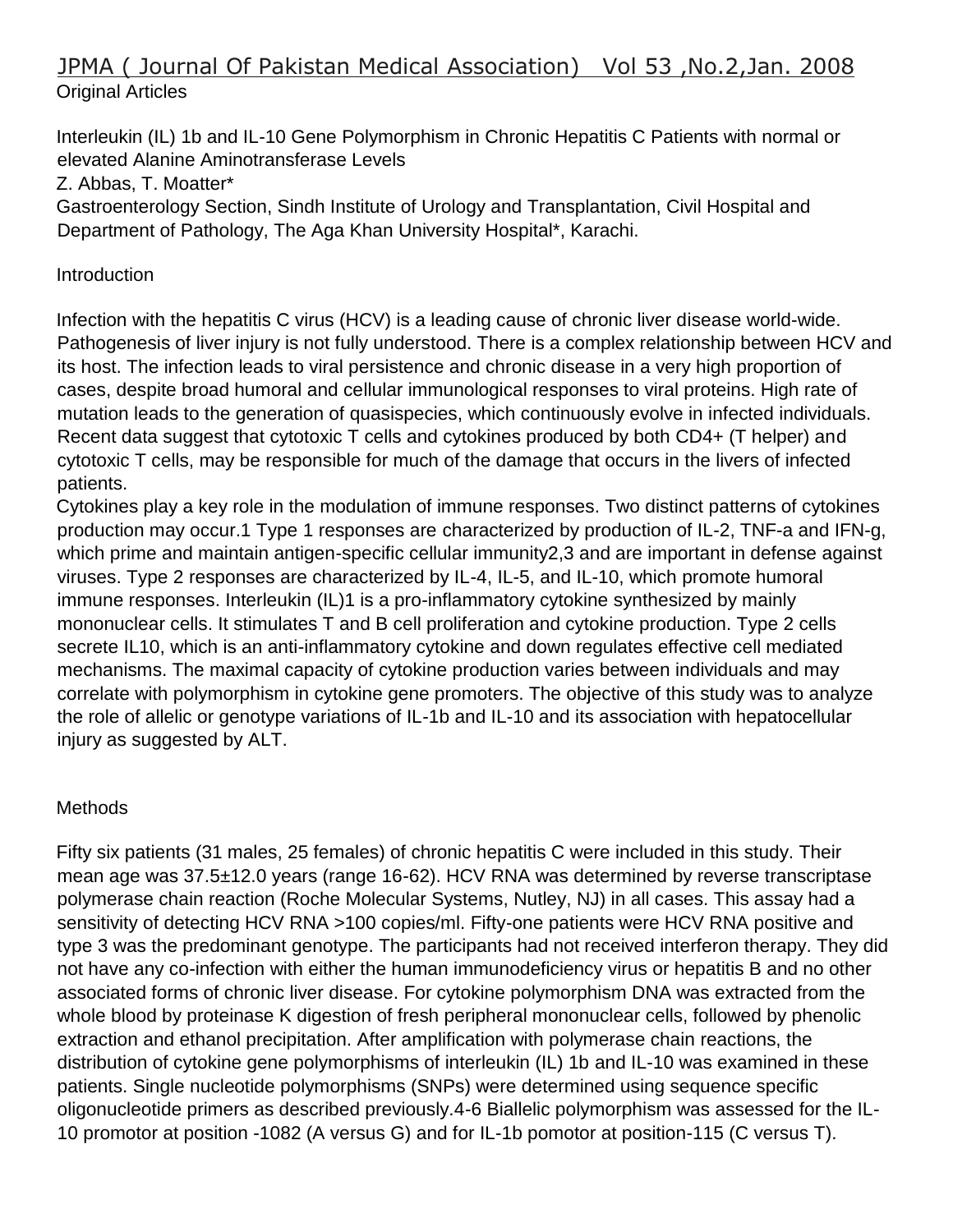JPMA ( Journal Of Pakistan Medical Association) Vol 53 ,No.2,Jan. 2008

Original Articles

# Interleukin (IL) 1b and IL-10 Gene Polymorphism in Chronic Hepatitis C Patients with normal or elevated Alanine Aminotransferase Levels

Z. Abbas, T. Moatter*

Gastroenterology Section, Sindh Institute of Urology and Transplantation, Civil Hospital and Department of Pathology, The Aga Khan University Hospital*, Karachi.

## Introduction

Infection with the hepatitis C virus (HCV) is a leading cause of chronic liver disease world-wide. Pathogenesis of liver injury is not fully understood. There is a complex relationship between HCV and its host. The infection leads to viral persistence and chronic disease in a very high proportion of cases, despite broad humoral and cellular immunological responses to viral proteins. High rate of mutation leads to the generation of quasispecies, which continuously evolve in infected individuals. Recent data suggest that cytotoxic T cells and cytokines produced by both CD4+ (T helper) and cytotoxic T cells, may be responsible for much of the damage that occurs in the livers of infected patients.

Cytokines play a key role in the modulation of immune responses. Two distinct patterns of cytokines production may occur.[1] Type 1 responses are characterized by production of IL-2, TNF-a and IFN-g, which prime and maintain antigen-specific cellular immunity[2,3] and are important in defense against viruses. Type 2 responses are characterized by IL-4, IL-5, and IL-10, which promote humoral immune responses. Interleukin (IL)1 is a pro-inflammatory cytokine synthesized by mainly mononuclear cells. It stimulates T and B cell proliferation and cytokine production. Type 2 cells secrete IL10, which is an anti-inflammatory cytokine and down regulates effective cell mediated mechanisms. The maximal capacity of cytokine production varies between individuals and may correlate with polymorphism in cytokine gene promoters. The objective of this study was to analyze the role of allelic or genotype variations of IL-1b and IL-10 and its association with hepatocellular injury as suggested by ALT.

## Methods

Fifty six patients (31 males, 25 females) of chronic hepatitis C were included in this study. Their mean age was 37.5±12.0 years (range 16-62). HCV RNA was determined by reverse transcriptase polymerase chain reaction (Roche Molecular Systems, Nutley, NJ) in all cases. This assay had a sensitivity of detecting HCV RNA >100 copies/ml. Fifty-one patients were HCV RNA positive and type 3 was the predominant genotype. The participants had not received interferon therapy. They did not have any co-infection with either the human immunodeficiency virus or hepatitis B and no other associated forms of chronic liver disease. For cytokine polymorphism DNA was extracted from the whole blood by proteinase K digestion of fresh peripheral mononuclear cells, followed by phenolic extraction and ethanol precipitation. After amplification with polymerase chain reactions, the distribution of cytokine gene polymorphisms of interleukin (IL) 1b and IL-10 was examined in these patients. Single nucleotide polymorphisms (SNPs) were determined using sequence specific oligonucleotide primers as described previously.[4-6] Biallelic polymorphism was assessed for the IL-10 promotor at position -1082 (A versus G) and for IL-1b pomotor at position-115 (C versus T).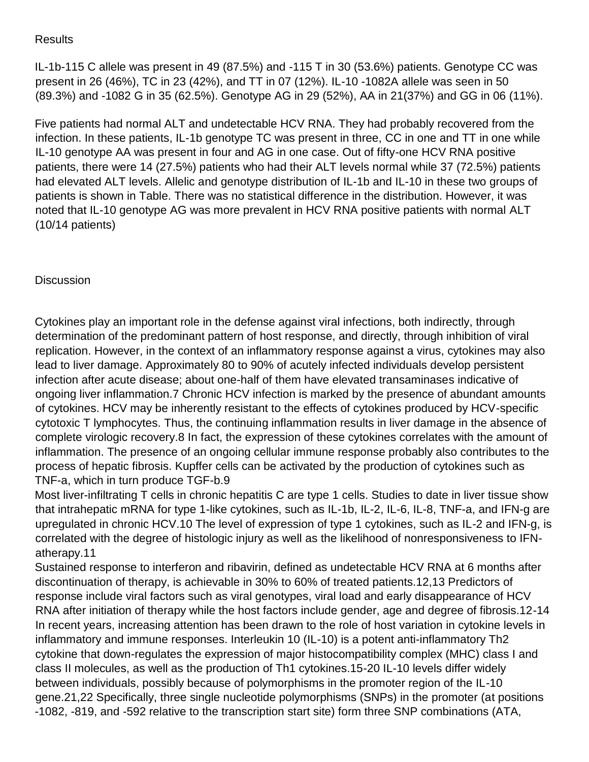## Results

IL-1b-115 C allele was present in 49 (87.5%) and -115 T in 30 (53.6%) patients. Genotype CC was present in 26 (46%), TC in 23 (42%), and TT in 07 (12%). IL-10 -1082A allele was seen in 50 (89.3%) and -1082 G in 35 (62.5%). Genotype AG in 29 (52%), AA in 21(37%) and GG in 06 (11%).

Five patients had normal ALT and undetectable HCV RNA. They had probably recovered from the infection. In these patients, IL-1b genotype TC was present in three, CC in one and TT in one while IL-10 genotype AA was present in four and AG in one case. Out of fifty-one HCV RNA positive patients, there were 14 (27.5%) patients who had their ALT levels normal while 37 (72.5%) patients had elevated ALT levels. Allelic and genotype distribution of IL-1b and IL-10 in these two groups of patients is shown in Table. There was no statistical difference in the distribution. However, it was noted that IL-10 genotype AG was more prevalent in HCV RNA positive patients with normal ALT (10/14 patients)

## Discussion

Cytokines play an important role in the defense against viral infections, both indirectly, through determination of the predominant pattern of host response, and directly, through inhibition of viral replication. However, in the context of an inflammatory response against a virus, cytokines may also lead to liver damage. Approximately 80 to 90% of acutely infected individuals develop persistent infection after acute disease; about one-half of them have elevated transaminases indicative of ongoing liver inflammation.[7] Chronic HCV infection is marked by the presence of abundant amounts of cytokines. HCV may be inherently resistant to the effects of cytokines produced by HCV-specific cytotoxic T lymphocytes. Thus, the continuing inflammation results in liver damage in the absence of complete virologic recovery.[8] In fact, the expression of these cytokines correlates with the amount of inflammation. The presence of an ongoing cellular immune response probably also contributes to the process of hepatic fibrosis. Kupffer cells can be activated by the production of cytokines such as TNF-a, which in turn produce TGF-b.[9]

Most liver-infiltrating T cells in chronic hepatitis C are type 1 cells. Studies to date in liver tissue show that intrahepatic mRNA for type 1-like cytokines, such as IL-1b, IL-2, IL-6, IL-8, TNF-a, and IFN-g are upregulated in chronic HCV.[10] The level of expression of type 1 cytokines, such as IL-2 and IFN-g, is correlated with the degree of histologic injury as well as the likelihood of nonresponsiveness to IFN-atherapy.[11]

Sustained response to interferon and ribavirin, defined as undetectable HCV RNA at 6 months after discontinuation of therapy, is achievable in 30% to 60% of treated patients.[12,13] Predictors of response include viral factors such as viral genotypes, viral load and early disappearance of HCV RNA after initiation of therapy while the host factors include gender, age and degree of fibrosis.[12-14] In recent years, increasing attention has been drawn to the role of host variation in cytokine levels in inflammatory and immune responses. Interleukin 10 (IL-10) is a potent anti-inflammatory Th2 cytokine that down-regulates the expression of major histocompatibility complex (MHC) class I and class II molecules, as well as the production of Th1 cytokines.[15-20] IL-10 levels differ widely between individuals, possibly because of polymorphisms in the promoter region of the IL-10 gene.[21,22] Specifically, three single nucleotide polymorphisms (SNPs) in the promoter (at positions -1082, -819, and -592 relative to the transcription start site) form three SNP combinations (ATA,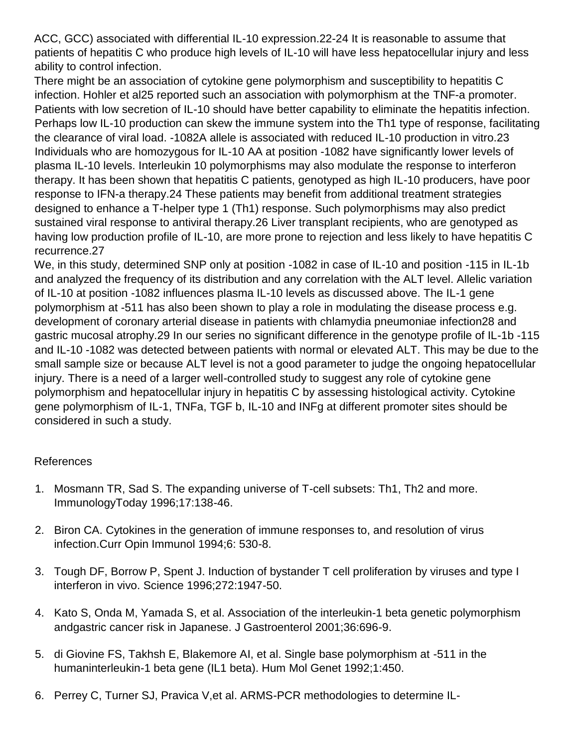ACC, GCC) associated with differential IL-10 expression.22-24 It is reasonable to assume that patients of hepatitis C who produce high levels of IL-10 will have less hepatocellular injury and less ability to control infection.

There might be an association of cytokine gene polymorphism and susceptibility to hepatitis C infection. Hohler et al25 reported such an association with polymorphism at the TNF-a promoter. Patients with low secretion of IL-10 should have better capability to eliminate the hepatitis infection. Perhaps low IL-10 production can skew the immune system into the Th1 type of response, facilitating the clearance of viral load. -1082A allele is associated with reduced IL-10 production in vitro.23 Individuals who are homozygous for IL-10 AA at position -1082 have significantly lower levels of plasma IL-10 levels. Interleukin 10 polymorphisms may also modulate the response to interferon therapy. It has been shown that hepatitis C patients, genotyped as high IL-10 producers, have poor response to IFN-a therapy.24 These patients may benefit from additional treatment strategies designed to enhance a T-helper type 1 (Th1) response. Such polymorphisms may also predict sustained viral response to antiviral therapy.26 Liver transplant recipients, who are genotyped as having low production profile of IL-10, are more prone to rejection and less likely to have hepatitis C recurrence.27

We, in this study, determined SNP only at position -1082 in case of IL-10 and position -115 in IL-1b and analyzed the frequency of its distribution and any correlation with the ALT level. Allelic variation of IL-10 at position -1082 influences plasma IL-10 levels as discussed above. The IL-1 gene polymorphism at -511 has also been shown to play a role in modulating the disease process e.g. development of coronary arterial disease in patients with chlamydia pneumoniae infection28 and gastric mucosal atrophy.29 In our series no significant difference in the genotype profile of IL-1b -115 and IL-10 -1082 was detected between patients with normal or elevated ALT. This may be due to the small sample size or because ALT level is not a good parameter to judge the ongoing hepatocellular injury. There is a need of a larger well-controlled study to suggest any role of cytokine gene polymorphism and hepatocellular injury in hepatitis C by assessing histological activity. Cytokine gene polymorphism of IL-1, TNFa, TGF b, IL-10 and INFg at different promoter sites should be considered in such a study.

## References

1. Mosmann TR, Sad S. The expanding universe of T-cell subsets: Th1, Th2 and more. ImmunologyToday 1996;17:138-46.
2. Biron CA. Cytokines in the generation of immune responses to, and resolution of virus infection.Curr Opin Immunol 1994;6: 530-8.
3. Tough DF, Borrow P, Spent J. Induction of bystander T cell proliferation by viruses and type I interferon in vivo. Science 1996;272:1947-50.
4. Kato S, Onda M, Yamada S, et al. Association of the interleukin-1 beta genetic polymorphism andgastric cancer risk in Japanese. J Gastroenterol 2001;36:696-9.
5. di Giovine FS, Takhsh E, Blakemore AI, et al. Single base polymorphism at -511 in the humaninterleukin-1 beta gene (IL1 beta). Hum Mol Genet 1992;1:450.
6. Perrey C, Turner SJ, Pravica V,et al. ARMS-PCR methodologies to determine IL-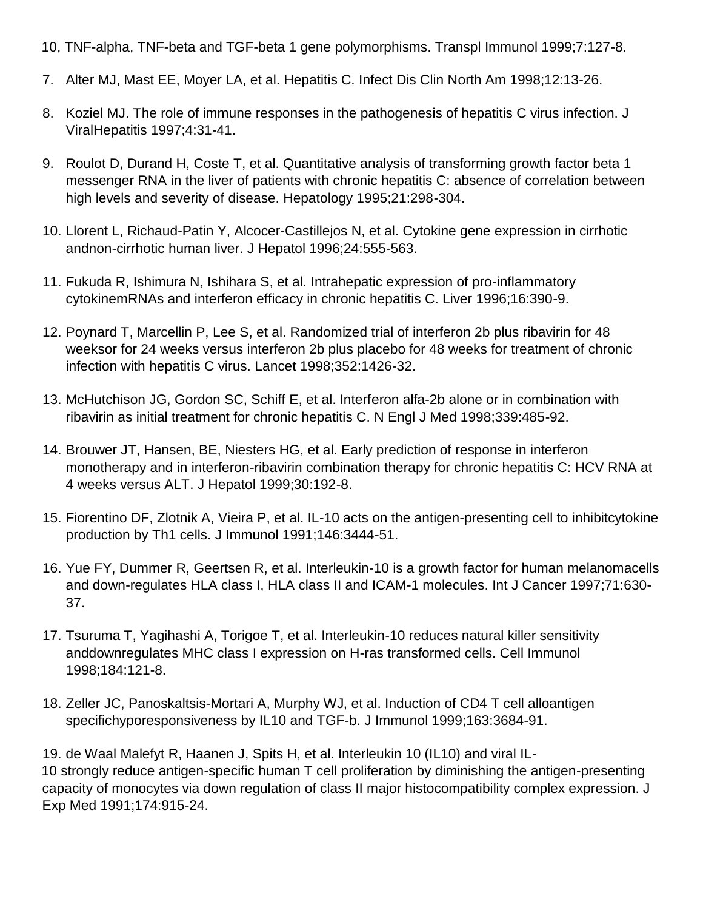10, TNF-alpha, TNF-beta and TGF-beta 1 gene polymorphisms. Transpl Immunol 1999;7:127-8.

7. Alter MJ, Mast EE, Moyer LA, et al. Hepatitis C. Infect Dis Clin North Am 1998;12:13-26.

8. Koziel MJ. The role of immune responses in the pathogenesis of hepatitis C virus infection. J ViralHepatitis 1997;4:31-41.

9. Roulot D, Durand H, Coste T, et al. Quantitative analysis of transforming growth factor beta 1 messenger RNA in the liver of patients with chronic hepatitis C: absence of correlation between high levels and severity of disease. Hepatology 1995;21:298-304.

10. Llorent L, Richaud-Patin Y, Alcocer-Castillejos N, et al. Cytokine gene expression in cirrhotic andnon-cirrhotic human liver. J Hepatol 1996;24:555-563.

11. Fukuda R, Ishimura N, Ishihara S, et al. Intrahepatic expression of pro-inflammatory cytokinemRNAs and interferon efficacy in chronic hepatitis C. Liver 1996;16:390-9.

12. Poynard T, Marcellin P, Lee S, et al. Randomized trial of interferon 2b plus ribavirin for 48 weeksor for 24 weeks versus interferon 2b plus placebo for 48 weeks for treatment of chronic infection with hepatitis C virus. Lancet 1998;352:1426-32.

13. McHutchison JG, Gordon SC, Schiff E, et al. Interferon alfa-2b alone or in combination with ribavirin as initial treatment for chronic hepatitis C. N Engl J Med 1998;339:485-92.

14. Brouwer JT, Hansen, BE, Niesters HG, et al. Early prediction of response in interferon monotherapy and in interferon-ribavirin combination therapy for chronic hepatitis C: HCV RNA at 4 weeks versus ALT. J Hepatol 1999;30:192-8.

15. Fiorentino DF, Zlotnik A, Vieira P, et al. IL-10 acts on the antigen-presenting cell to inhibitcytokine production by Th1 cells. J Immunol 1991;146:3444-51.

16. Yue FY, Dummer R, Geertsen R, et al. Interleukin-10 is a growth factor for human melanomacells and down-regulates HLA class I, HLA class II and ICAM-1 molecules. Int J Cancer 1997;71:630-37.

17. Tsuruma T, Yagihashi A, Torigoe T, et al. Interleukin-10 reduces natural killer sensitivity anddownregulates MHC class I expression on H-ras transformed cells. Cell Immunol 1998;184:121-8.

18. Zeller JC, Panoskaltsis-Mortari A, Murphy WJ, et al. Induction of CD4 T cell alloantigen specifichyporesponsiveness by IL10 and TGF-b. J Immunol 1999;163:3684-91.

19. de Waal Malefyt R, Haanen J, Spits H, et al. Interleukin 10 (IL10) and viral IL-10 strongly reduce antigen-specific human T cell proliferation by diminishing the antigen-presenting capacity of monocytes via down regulation of class II major histocompatibility complex expression. J Exp Med 1991;174:915-24.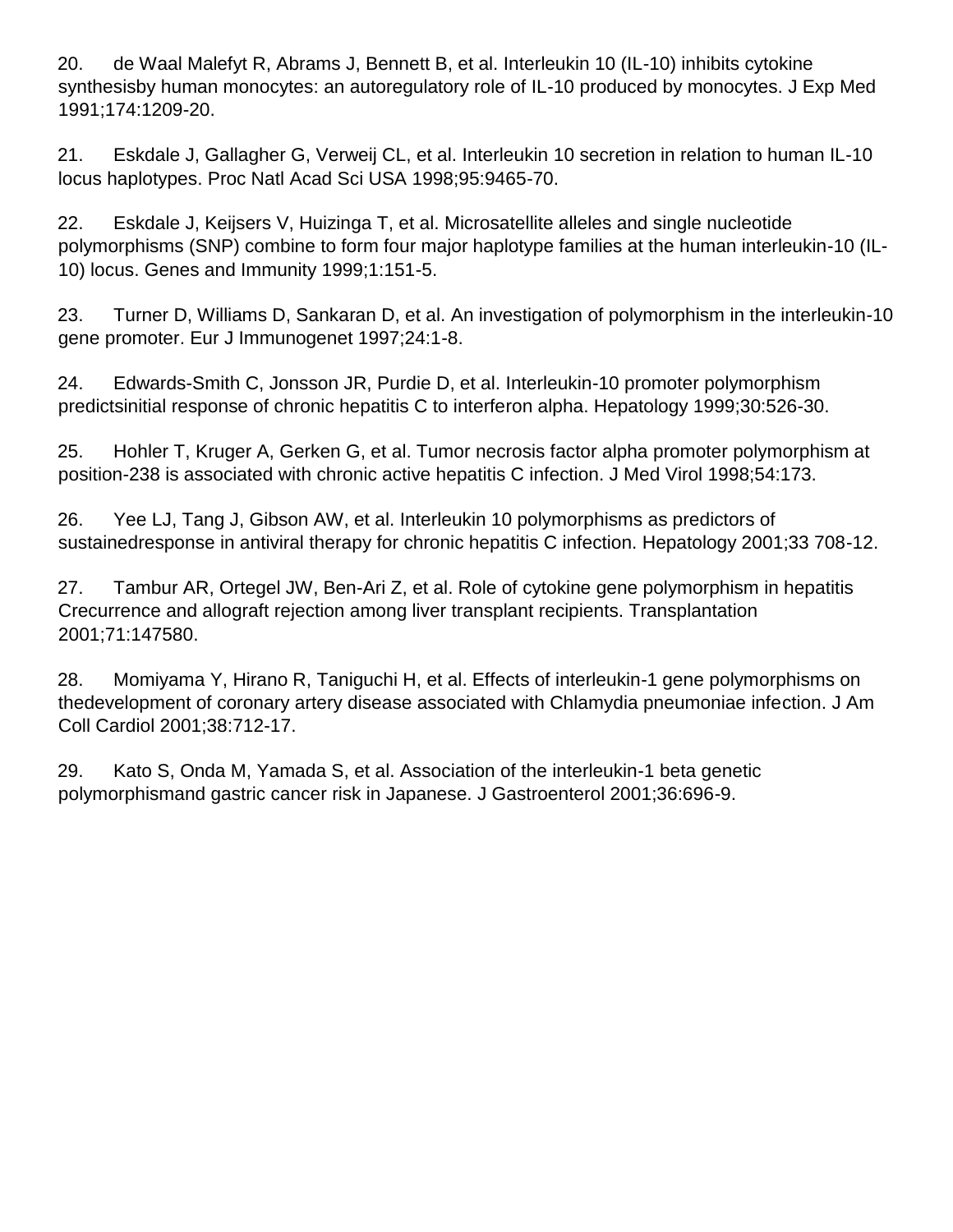20. de Waal Malefyt R, Abrams J, Bennett B, et al. Interleukin 10 (IL-10) inhibits cytokine synthesisby human monocytes: an autoregulatory role of IL-10 produced by monocytes. J Exp Med 1991;174:1209-20.

21. Eskdale J, Gallagher G, Verweij CL, et al. Interleukin 10 secretion in relation to human IL-10 locus haplotypes. Proc Natl Acad Sci USA 1998;95:9465-70.

22. Eskdale J, Keijsers V, Huizinga T, et al. Microsatellite alleles and single nucleotide polymorphisms (SNP) combine to form four major haplotype families at the human interleukin-10 (IL-10) locus. Genes and Immunity 1999;1:151-5.

23. Turner D, Williams D, Sankaran D, et al. An investigation of polymorphism in the interleukin-10 gene promoter. Eur J Immunogenet 1997;24:1-8.

24. Edwards-Smith C, Jonsson JR, Purdie D, et al. Interleukin-10 promoter polymorphism predictsinitial response of chronic hepatitis C to interferon alpha. Hepatology 1999;30:526-30.

25. Hohler T, Kruger A, Gerken G, et al. Tumor necrosis factor alpha promoter polymorphism at position-238 is associated with chronic active hepatitis C infection. J Med Virol 1998;54:173.

26. Yee LJ, Tang J, Gibson AW, et al. Interleukin 10 polymorphisms as predictors of sustainedresponse in antiviral therapy for chronic hepatitis C infection. Hepatology 2001;33 708-12.

27. Tambur AR, Ortegel JW, Ben-Ari Z, et al. Role of cytokine gene polymorphism in hepatitis Crecurrence and allograft rejection among liver transplant recipients. Transplantation 2001;71:147580.

28. Momiyama Y, Hirano R, Taniguchi H, et al. Effects of interleukin-1 gene polymorphisms on thedevelopment of coronary artery disease associated with Chlamydia pneumoniae infection. J Am Coll Cardiol 2001;38:712-17.

29. Kato S, Onda M, Yamada S, et al. Association of the interleukin-1 beta genetic polymorphismand gastric cancer risk in Japanese. J Gastroenterol 2001;36:696-9.